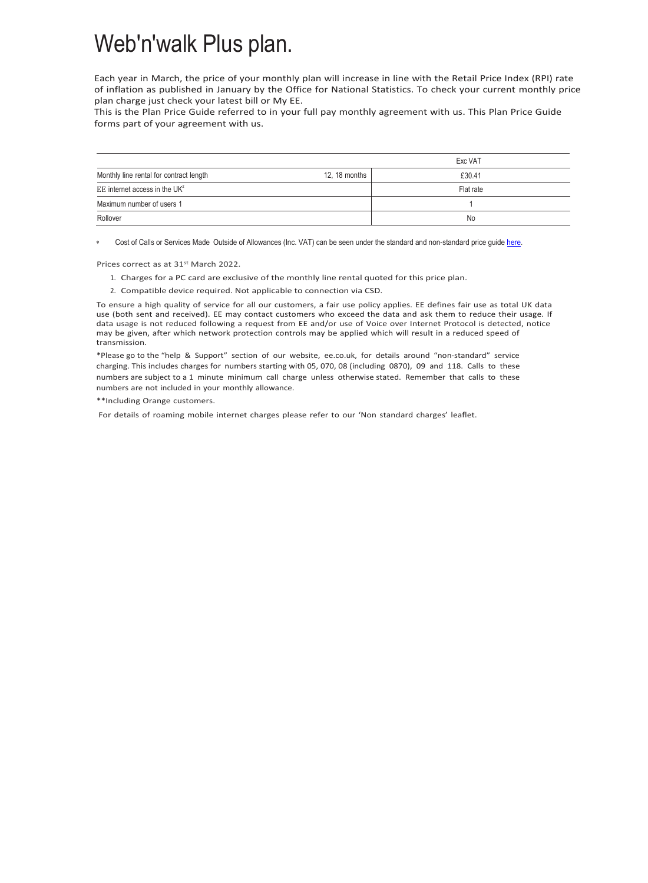# Web'n'walk Plus plan.

Each year in March, the price of your monthly plan will increase in line with the Retail Price Index (RPI) rate of inflation as published in January by the Office for National Statistics. To check your current monthly price plan charge just check your latest bill or My EE.
This is the Plan Price Guide referred to in your full pay monthly agreement with us. This Plan Price Guide forms part of your agreement with us.

| | | Exc VAT |
|---|---|---|
| Monthly line rental for contract length | 12, 18 months | £30.41 |
| EE internet access in the UK[2] | | Flat rate |
| Maximum number of users 1 | | 1 |
| Rollover | | No |

* Cost of Calls or Services Made Outside of Allowances (Inc. VAT) can be seen under the standard and non-standard price guide here.

Prices correct as at 31st March 2022.

1. Charges for a PC card are exclusive of the monthly line rental quoted for this price plan.
2. Compatible device required. Not applicable to connection via CSD.

To ensure a high quality of service for all our customers, a fair use policy applies. EE defines fair use as total UK data use (both sent and received). EE may contact customers who exceed the data and ask them to reduce their usage. If data usage is not reduced following a request from EE and/or use of Voice over Internet Protocol is detected, notice may be given, after which network protection controls may be applied which will result in a reduced speed of transmission.

*Please go to the "help & Support" section of our website, ee.co.uk, for details around "non-standard" service charging. This includes charges for numbers starting with 05, 070, 08 (including 0870), 09 and 118. Calls to these numbers are subject to a 1 minute minimum call charge unless otherwise stated. Remember that calls to these numbers are not included in your monthly allowance.

**Including Orange customers.

For details of roaming mobile internet charges please refer to our 'Non standard charges' leaflet.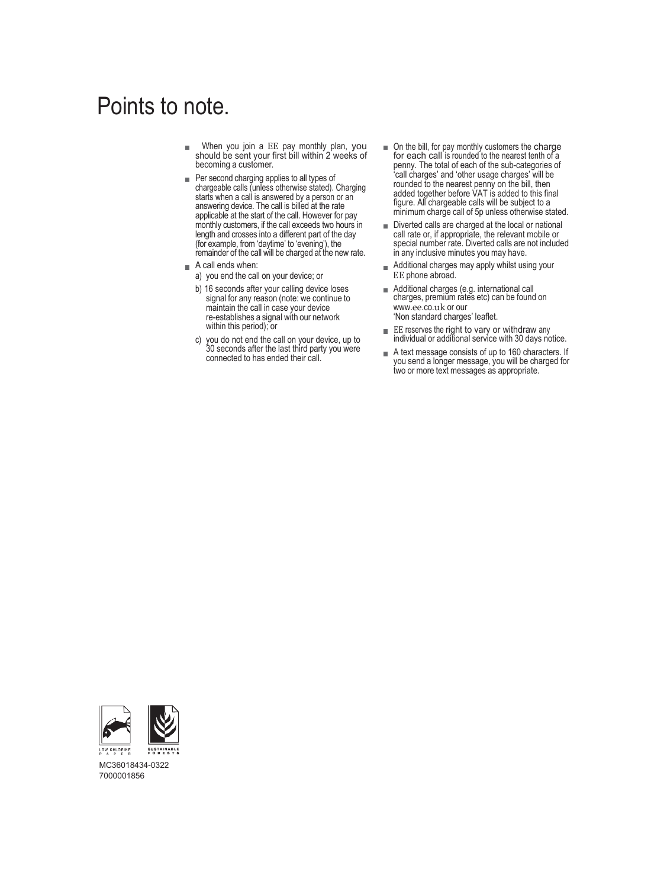# Points to note.

- When you join a EE pay monthly plan, you should be sent your first bill within 2 weeks of becoming a customer.
- Per second charging applies to all types of chargeable calls (unless otherwise stated). Charging starts when a call is answered by a person or an answering device. The call is billed at the rate applicable at the start of the call. However for pay monthly customers, if the call exceeds two hours in length and crosses into a different part of the day (for example, from 'daytime' to 'evening'), the remainder of the call will be charged at the new rate.
- A call ends when:
  - a) you end the call on your device; or
  - b) 16 seconds after your calling device loses signal for any reason (note: we continue to maintain the call in case your device re-establishes a signal with our network within this period); or
  - c) you do not end the call on your device, up to 30 seconds after the last third party you were connected to has ended their call.
- On the bill, for pay monthly customers the charge for each call is rounded to the nearest tenth of a penny. The total of each of the sub-categories of 'call charges' and 'other usage charges' will be rounded to the nearest penny on the bill, then added together before VAT is added to this final figure. All chargeable calls will be subject to a minimum charge call of 5p unless otherwise stated.
- Diverted calls are charged at the local or national call rate or, if appropriate, the relevant mobile or special number rate. Diverted calls are not included in any inclusive minutes you may have.
- Additional charges may apply whilst using your EE phone abroad.
- Additional charges (e.g. international call charges, premium rates etc) can be found on www.ee.co.uk or our 'Non standard charges' leaflet.
- EE reserves the right to vary or withdraw any individual or additional service with 30 days notice.
- A text message consists of up to 160 characters. If you send a longer message, you will be charged for two or more text messages as appropriate.

LOW CHLORINE PAPER

SUSTAINABLE FORESTS

MC36018434-0322
7000001856